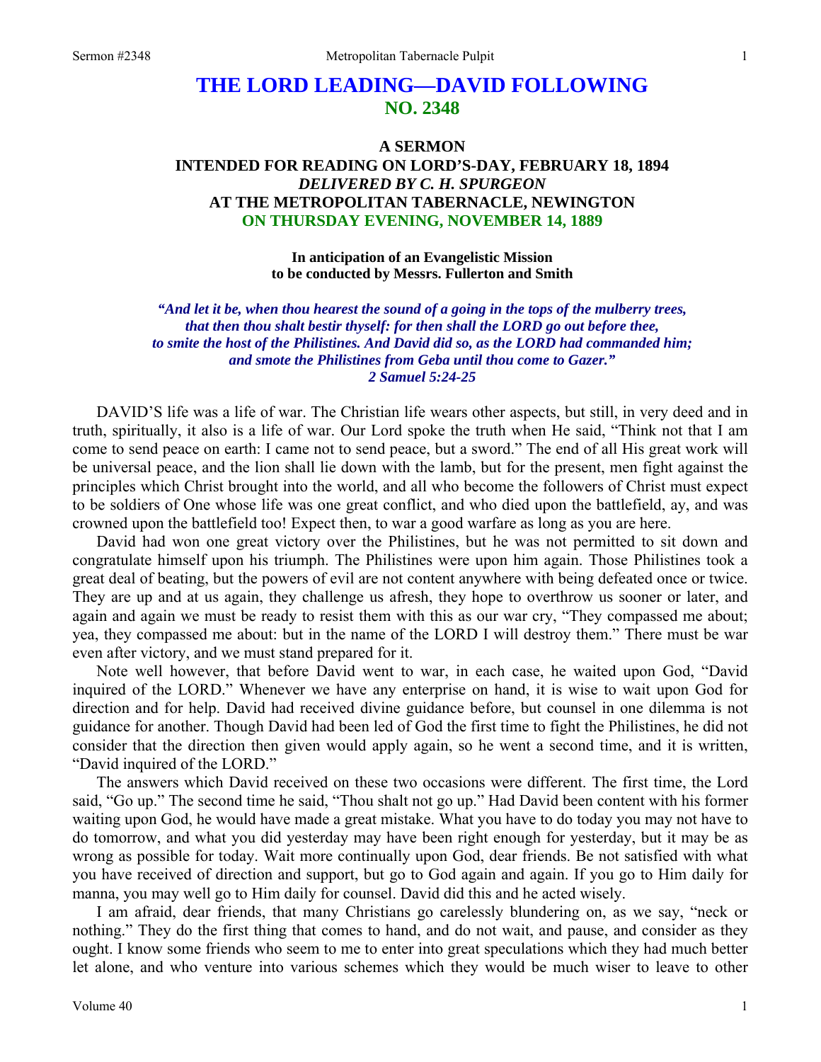# THE LORD LEADING—DAVID FOLLOWING
## NO. 2348

### A SERMON
### INTENDED FOR READING ON LORD'S-DAY, FEBRUARY 18, 1894
### *DELIVERED BY C. H. SPURGEON*
### AT THE METROPOLITAN TABERNACLE, NEWINGTON
### ON THURSDAY EVENING, NOVEMBER 14, 1889

**In anticipation of an Evangelistic Mission to be conducted by Messrs. Fullerton and Smith**

***"And let it be, when thou hearest the sound of a going in the tops of the mulberry trees, that then thou shalt bestir thyself: for then shall the LORD go out before thee, to smite the host of the Philistines. And David did so, as the LORD had commanded him; and smote the Philistines from Geba until thou come to Gazer."***
***2 Samuel 5:24-25***

DAVID'S life was a life of war. The Christian life wears other aspects, but still, in very deed and in truth, spiritually, it also is a life of war. Our Lord spoke the truth when He said, "Think not that I am come to send peace on earth: I came not to send peace, but a sword." The end of all His great work will be universal peace, and the lion shall lie down with the lamb, but for the present, men fight against the principles which Christ brought into the world, and all who become the followers of Christ must expect to be soldiers of One whose life was one great conflict, and who died upon the battlefield, ay, and was crowned upon the battlefield too! Expect then, to war a good warfare as long as you are here.

David had won one great victory over the Philistines, but he was not permitted to sit down and congratulate himself upon his triumph. The Philistines were upon him again. Those Philistines took a great deal of beating, but the powers of evil are not content anywhere with being defeated once or twice. They are up and at us again, they challenge us afresh, they hope to overthrow us sooner or later, and again and again we must be ready to resist them with this as our war cry, "They compassed me about; yea, they compassed me about: but in the name of the LORD I will destroy them." There must be war even after victory, and we must stand prepared for it.

Note well however, that before David went to war, in each case, he waited upon God, "David inquired of the LORD." Whenever we have any enterprise on hand, it is wise to wait upon God for direction and for help. David had received divine guidance before, but counsel in one dilemma is not guidance for another. Though David had been led of God the first time to fight the Philistines, he did not consider that the direction then given would apply again, so he went a second time, and it is written, "David inquired of the LORD."

The answers which David received on these two occasions were different. The first time, the Lord said, "Go up." The second time he said, "Thou shalt not go up." Had David been content with his former waiting upon God, he would have made a great mistake. What you have to do today you may not have to do tomorrow, and what you did yesterday may have been right enough for yesterday, but it may be as wrong as possible for today. Wait more continually upon God, dear friends. Be not satisfied with what you have received of direction and support, but go to God again and again. If you go to Him daily for manna, you may well go to Him daily for counsel. David did this and he acted wisely.

I am afraid, dear friends, that many Christians go carelessly blundering on, as we say, "neck or nothing." They do the first thing that comes to hand, and do not wait, and pause, and consider as they ought. I know some friends who seem to me to enter into great speculations which they had much better let alone, and who venture into various schemes which they would be much wiser to leave to other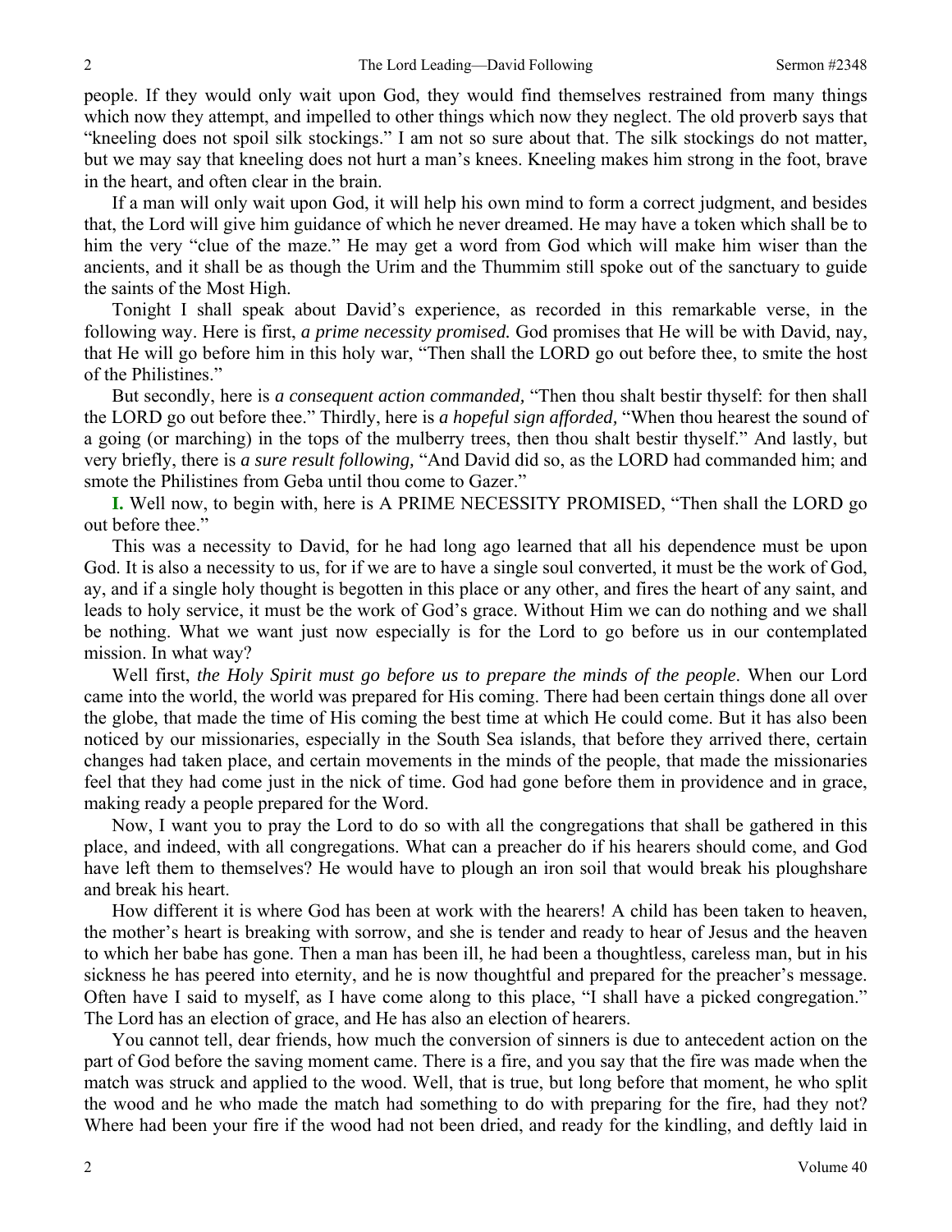people. If they would only wait upon God, they would find themselves restrained from many things which now they attempt, and impelled to other things which now they neglect. The old proverb says that "kneeling does not spoil silk stockings." I am not so sure about that. The silk stockings do not matter, but we may say that kneeling does not hurt a man's knees. Kneeling makes him strong in the foot, brave in the heart, and often clear in the brain.

If a man will only wait upon God, it will help his own mind to form a correct judgment, and besides that, the Lord will give him guidance of which he never dreamed. He may have a token which shall be to him the very "clue of the maze." He may get a word from God which will make him wiser than the ancients, and it shall be as though the Urim and the Thummim still spoke out of the sanctuary to guide the saints of the Most High.

Tonight I shall speak about David's experience, as recorded in this remarkable verse, in the following way. Here is first, *a prime necessity promised.* God promises that He will be with David, nay, that He will go before him in this holy war, "Then shall the LORD go out before thee, to smite the host of the Philistines."

But secondly, here is *a consequent action commanded,* "Then thou shalt bestir thyself: for then shall the LORD go out before thee." Thirdly, here is *a hopeful sign afforded,* "When thou hearest the sound of a going (or marching) in the tops of the mulberry trees, then thou shalt bestir thyself." And lastly, but very briefly, there is *a sure result following,* "And David did so, as the LORD had commanded him; and smote the Philistines from Geba until thou come to Gazer."

**I.** Well now, to begin with, here is A PRIME NECESSITY PROMISED, "Then shall the LORD go out before thee."

This was a necessity to David, for he had long ago learned that all his dependence must be upon God. It is also a necessity to us, for if we are to have a single soul converted, it must be the work of God, ay, and if a single holy thought is begotten in this place or any other, and fires the heart of any saint, and leads to holy service, it must be the work of God's grace. Without Him we can do nothing and we shall be nothing. What we want just now especially is for the Lord to go before us in our contemplated mission. In what way?

Well first, *the Holy Spirit must go before us to prepare the minds of the people*. When our Lord came into the world, the world was prepared for His coming. There had been certain things done all over the globe, that made the time of His coming the best time at which He could come. But it has also been noticed by our missionaries, especially in the South Sea islands, that before they arrived there, certain changes had taken place, and certain movements in the minds of the people, that made the missionaries feel that they had come just in the nick of time. God had gone before them in providence and in grace, making ready a people prepared for the Word.

Now, I want you to pray the Lord to do so with all the congregations that shall be gathered in this place, and indeed, with all congregations. What can a preacher do if his hearers should come, and God have left them to themselves? He would have to plough an iron soil that would break his ploughshare and break his heart.

How different it is where God has been at work with the hearers! A child has been taken to heaven, the mother's heart is breaking with sorrow, and she is tender and ready to hear of Jesus and the heaven to which her babe has gone. Then a man has been ill, he had been a thoughtless, careless man, but in his sickness he has peered into eternity, and he is now thoughtful and prepared for the preacher's message. Often have I said to myself, as I have come along to this place, "I shall have a picked congregation." The Lord has an election of grace, and He has also an election of hearers.

You cannot tell, dear friends, how much the conversion of sinners is due to antecedent action on the part of God before the saving moment came. There is a fire, and you say that the fire was made when the match was struck and applied to the wood. Well, that is true, but long before that moment, he who split the wood and he who made the match had something to do with preparing for the fire, had they not? Where had been your fire if the wood had not been dried, and ready for the kindling, and deftly laid in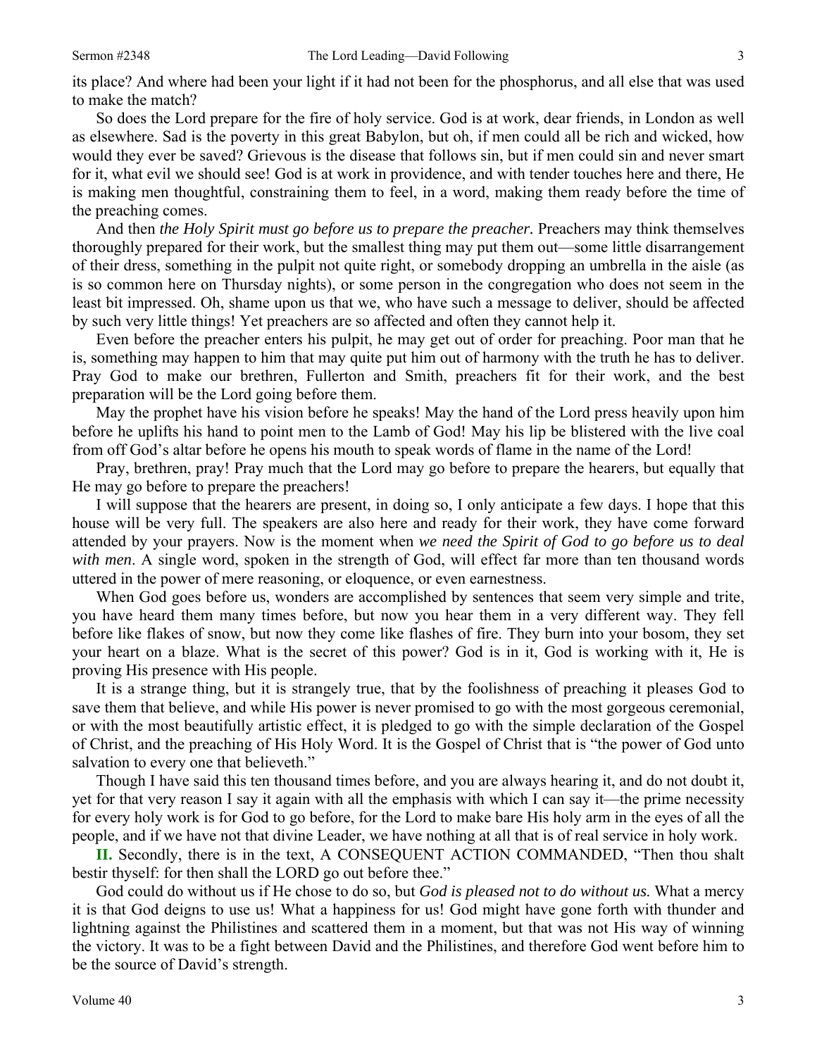its place? And where had been your light if it had not been for the phosphorus, and all else that was used to make the match?

So does the Lord prepare for the fire of holy service. God is at work, dear friends, in London as well as elsewhere. Sad is the poverty in this great Babylon, but oh, if men could all be rich and wicked, how would they ever be saved? Grievous is the disease that follows sin, but if men could sin and never smart for it, what evil we should see! God is at work in providence, and with tender touches here and there, He is making men thoughtful, constraining them to feel, in a word, making them ready before the time of the preaching comes.

And then *the Holy Spirit must go before us to prepare the preacher*. Preachers may think themselves thoroughly prepared for their work, but the smallest thing may put them out—some little disarrangement of their dress, something in the pulpit not quite right, or somebody dropping an umbrella in the aisle (as is so common here on Thursday nights), or some person in the congregation who does not seem in the least bit impressed. Oh, shame upon us that we, who have such a message to deliver, should be affected by such very little things! Yet preachers are so affected and often they cannot help it.

Even before the preacher enters his pulpit, he may get out of order for preaching. Poor man that he is, something may happen to him that may quite put him out of harmony with the truth he has to deliver. Pray God to make our brethren, Fullerton and Smith, preachers fit for their work, and the best preparation will be the Lord going before them.

May the prophet have his vision before he speaks! May the hand of the Lord press heavily upon him before he uplifts his hand to point men to the Lamb of God! May his lip be blistered with the live coal from off God's altar before he opens his mouth to speak words of flame in the name of the Lord!

Pray, brethren, pray! Pray much that the Lord may go before to prepare the hearers, but equally that He may go before to prepare the preachers!

I will suppose that the hearers are present, in doing so, I only anticipate a few days. I hope that this house will be very full. The speakers are also here and ready for their work, they have come forward attended by your prayers. Now is the moment when *we need the Spirit of God to go before us to deal with men*. A single word, spoken in the strength of God, will effect far more than ten thousand words uttered in the power of mere reasoning, or eloquence, or even earnestness.

When God goes before us, wonders are accomplished by sentences that seem very simple and trite, you have heard them many times before, but now you hear them in a very different way. They fell before like flakes of snow, but now they come like flashes of fire. They burn into your bosom, they set your heart on a blaze. What is the secret of this power? God is in it, God is working with it, He is proving His presence with His people.

It is a strange thing, but it is strangely true, that by the foolishness of preaching it pleases God to save them that believe, and while His power is never promised to go with the most gorgeous ceremonial, or with the most beautifully artistic effect, it is pledged to go with the simple declaration of the Gospel of Christ, and the preaching of His Holy Word. It is the Gospel of Christ that is "the power of God unto salvation to every one that believeth."

Though I have said this ten thousand times before, and you are always hearing it, and do not doubt it, yet for that very reason I say it again with all the emphasis with which I can say it—the prime necessity for every holy work is for God to go before, for the Lord to make bare His holy arm in the eyes of all the people, and if we have not that divine Leader, we have nothing at all that is of real service in holy work.

**II.** Secondly, there is in the text, A CONSEQUENT ACTION COMMANDED, "Then thou shalt bestir thyself: for then shall the LORD go out before thee."

God could do without us if He chose to do so, but *God is pleased not to do without us.* What a mercy it is that God deigns to use us! What a happiness for us! God might have gone forth with thunder and lightning against the Philistines and scattered them in a moment, but that was not His way of winning the victory. It was to be a fight between David and the Philistines, and therefore God went before him to be the source of David's strength.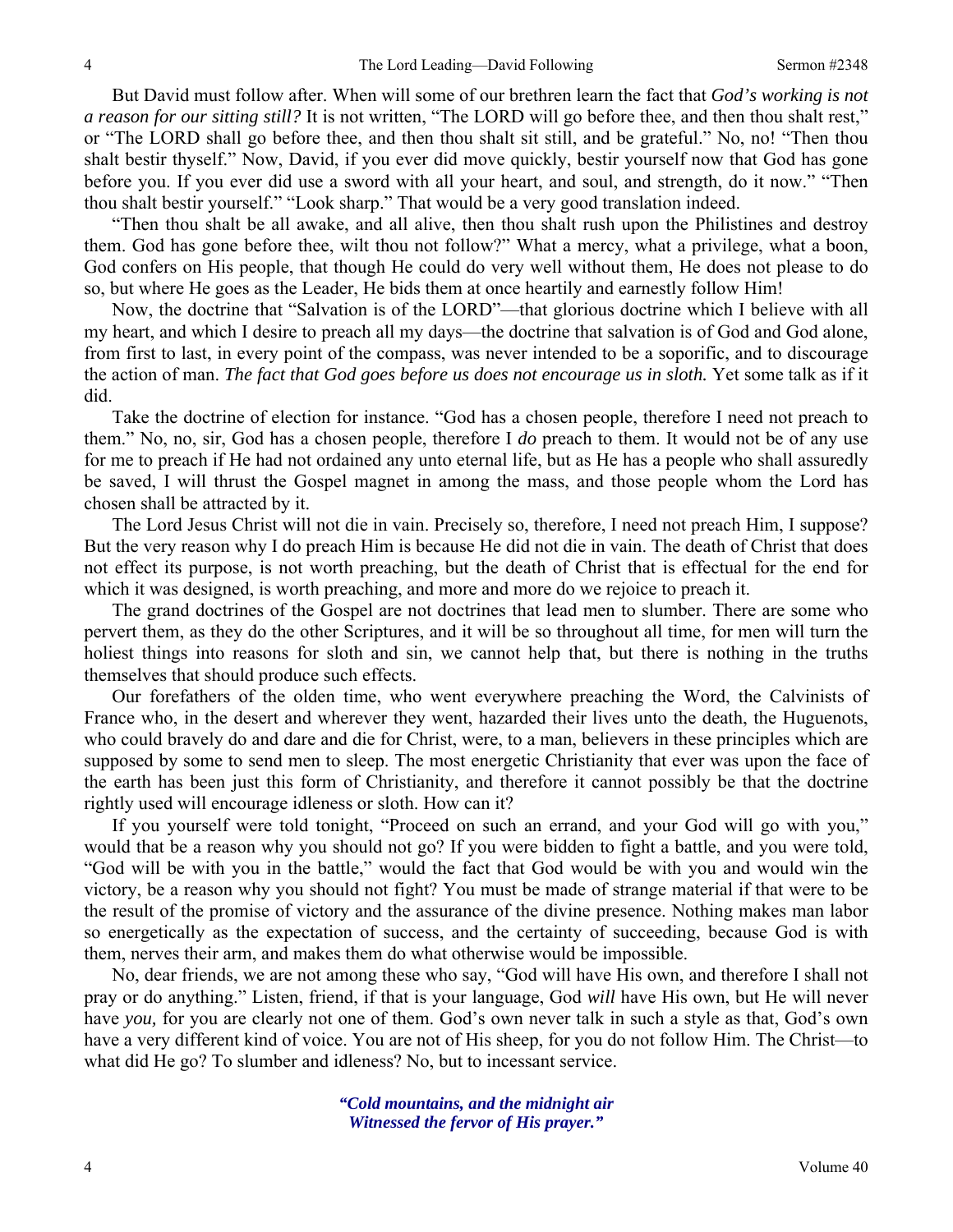But David must follow after. When will some of our brethren learn the fact that *God's working is not a reason for our sitting still?* It is not written, "The LORD will go before thee, and then thou shalt rest," or "The LORD shall go before thee, and then thou shalt sit still, and be grateful." No, no! "Then thou shalt bestir thyself." Now, David, if you ever did move quickly, bestir yourself now that God has gone before you. If you ever did use a sword with all your heart, and soul, and strength, do it now." "Then thou shalt bestir yourself." "Look sharp." That would be a very good translation indeed.

"Then thou shalt be all awake, and all alive, then thou shalt rush upon the Philistines and destroy them. God has gone before thee, wilt thou not follow?" What a mercy, what a privilege, what a boon, God confers on His people, that though He could do very well without them, He does not please to do so, but where He goes as the Leader, He bids them at once heartily and earnestly follow Him!

Now, the doctrine that "Salvation is of the LORD"—that glorious doctrine which I believe with all my heart, and which I desire to preach all my days—the doctrine that salvation is of God and God alone, from first to last, in every point of the compass, was never intended to be a soporific, and to discourage the action of man. *The fact that God goes before us does not encourage us in sloth.* Yet some talk as if it did.

Take the doctrine of election for instance. "God has a chosen people, therefore I need not preach to them." No, no, sir, God has a chosen people, therefore I *do* preach to them. It would not be of any use for me to preach if He had not ordained any unto eternal life, but as He has a people who shall assuredly be saved, I will thrust the Gospel magnet in among the mass, and those people whom the Lord has chosen shall be attracted by it.

The Lord Jesus Christ will not die in vain. Precisely so, therefore, I need not preach Him, I suppose? But the very reason why I do preach Him is because He did not die in vain. The death of Christ that does not effect its purpose, is not worth preaching, but the death of Christ that is effectual for the end for which it was designed, is worth preaching, and more and more do we rejoice to preach it.

The grand doctrines of the Gospel are not doctrines that lead men to slumber. There are some who pervert them, as they do the other Scriptures, and it will be so throughout all time, for men will turn the holiest things into reasons for sloth and sin, we cannot help that, but there is nothing in the truths themselves that should produce such effects.

Our forefathers of the olden time, who went everywhere preaching the Word, the Calvinists of France who, in the desert and wherever they went, hazarded their lives unto the death, the Huguenots, who could bravely do and dare and die for Christ, were, to a man, believers in these principles which are supposed by some to send men to sleep. The most energetic Christianity that ever was upon the face of the earth has been just this form of Christianity, and therefore it cannot possibly be that the doctrine rightly used will encourage idleness or sloth. How can it?

If you yourself were told tonight, "Proceed on such an errand, and your God will go with you," would that be a reason why you should not go? If you were bidden to fight a battle, and you were told, "God will be with you in the battle," would the fact that God would be with you and would win the victory, be a reason why you should not fight? You must be made of strange material if that were to be the result of the promise of victory and the assurance of the divine presence. Nothing makes man labor so energetically as the expectation of success, and the certainty of succeeding, because God is with them, nerves their arm, and makes them do what otherwise would be impossible.

No, dear friends, we are not among these who say, "God will have His own, and therefore I shall not pray or do anything." Listen, friend, if that is your language, God *will* have His own, but He will never have *you,* for you are clearly not one of them. God's own never talk in such a style as that, God's own have a very different kind of voice. You are not of His sheep, for you do not follow Him. The Christ—to what did He go? To slumber and idleness? No, but to incessant service.

> ***"Cold mountains, and the midnight air***
> ***Witnessed the fervor of His prayer."***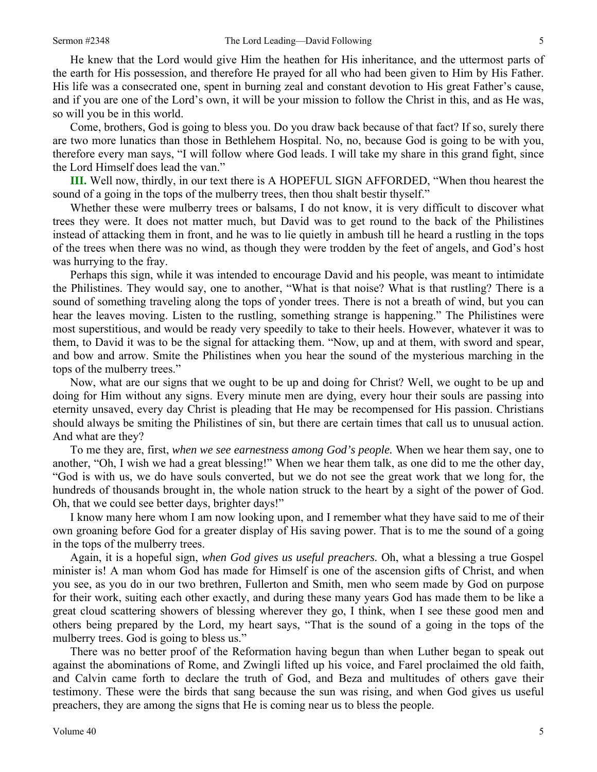He knew that the Lord would give Him the heathen for His inheritance, and the uttermost parts of the earth for His possession, and therefore He prayed for all who had been given to Him by His Father. His life was a consecrated one, spent in burning zeal and constant devotion to His great Father's cause, and if you are one of the Lord's own, it will be your mission to follow the Christ in this, and as He was, so will you be in this world.

Come, brothers, God is going to bless you. Do you draw back because of that fact? If so, surely there are two more lunatics than those in Bethlehem Hospital. No, no, because God is going to be with you, therefore every man says, "I will follow where God leads. I will take my share in this grand fight, since the Lord Himself does lead the van."

**III.** Well now, thirdly, in our text there is A HOPEFUL SIGN AFFORDED, "When thou hearest the sound of a going in the tops of the mulberry trees, then thou shalt bestir thyself."

Whether these were mulberry trees or balsams, I do not know, it is very difficult to discover what trees they were. It does not matter much, but David was to get round to the back of the Philistines instead of attacking them in front, and he was to lie quietly in ambush till he heard a rustling in the tops of the trees when there was no wind, as though they were trodden by the feet of angels, and God's host was hurrying to the fray.

Perhaps this sign, while it was intended to encourage David and his people, was meant to intimidate the Philistines. They would say, one to another, "What is that noise? What is that rustling? There is a sound of something traveling along the tops of yonder trees. There is not a breath of wind, but you can hear the leaves moving. Listen to the rustling, something strange is happening." The Philistines were most superstitious, and would be ready very speedily to take to their heels. However, whatever it was to them, to David it was to be the signal for attacking them. "Now, up and at them, with sword and spear, and bow and arrow. Smite the Philistines when you hear the sound of the mysterious marching in the tops of the mulberry trees."

Now, what are our signs that we ought to be up and doing for Christ? Well, we ought to be up and doing for Him without any signs. Every minute men are dying, every hour their souls are passing into eternity unsaved, every day Christ is pleading that He may be recompensed for His passion. Christians should always be smiting the Philistines of sin, but there are certain times that call us to unusual action. And what are they?

To me they are, first, *when we see earnestness among God's people.* When we hear them say, one to another, "Oh, I wish we had a great blessing!" When we hear them talk, as one did to me the other day, "God is with us, we do have souls converted, but we do not see the great work that we long for, the hundreds of thousands brought in, the whole nation struck to the heart by a sight of the power of God. Oh, that we could see better days, brighter days!"

I know many here whom I am now looking upon, and I remember what they have said to me of their own groaning before God for a greater display of His saving power. That is to me the sound of a going in the tops of the mulberry trees.

Again, it is a hopeful sign, *when God gives us useful preachers.* Oh, what a blessing a true Gospel minister is! A man whom God has made for Himself is one of the ascension gifts of Christ, and when you see, as you do in our two brethren, Fullerton and Smith, men who seem made by God on purpose for their work, suiting each other exactly, and during these many years God has made them to be like a great cloud scattering showers of blessing wherever they go, I think, when I see these good men and others being prepared by the Lord, my heart says, "That is the sound of a going in the tops of the mulberry trees. God is going to bless us."

There was no better proof of the Reformation having begun than when Luther began to speak out against the abominations of Rome, and Zwingli lifted up his voice, and Farel proclaimed the old faith, and Calvin came forth to declare the truth of God, and Beza and multitudes of others gave their testimony. These were the birds that sang because the sun was rising, and when God gives us useful preachers, they are among the signs that He is coming near us to bless the people.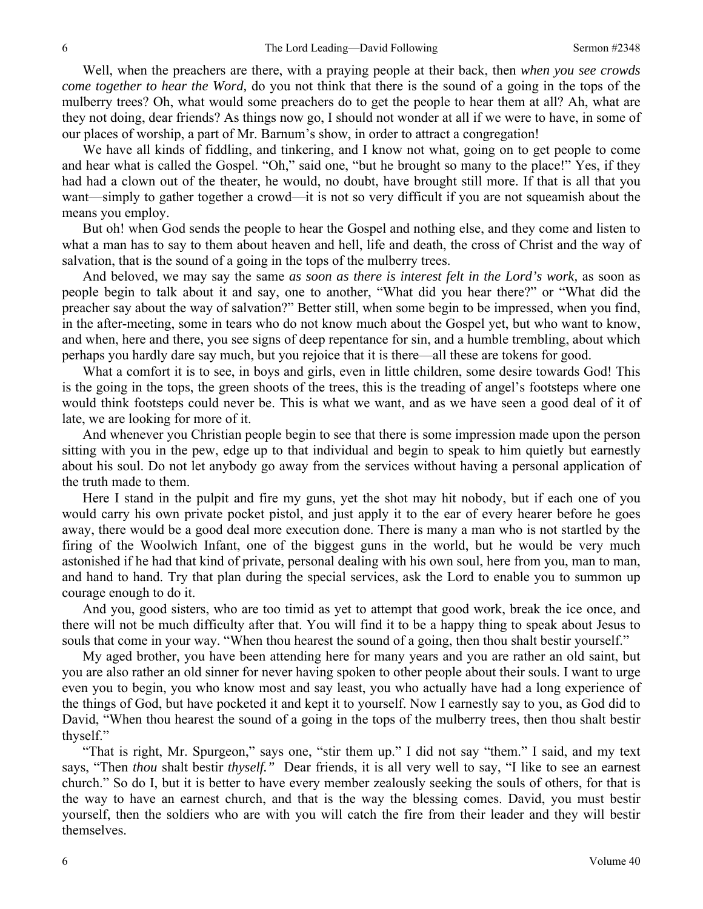Well, when the preachers are there, with a praying people at their back, then *when you see crowds come together to hear the Word,* do you not think that there is the sound of a going in the tops of the mulberry trees? Oh, what would some preachers do to get the people to hear them at all? Ah, what are they not doing, dear friends? As things now go, I should not wonder at all if we were to have, in some of our places of worship, a part of Mr. Barnum's show, in order to attract a congregation!

We have all kinds of fiddling, and tinkering, and I know not what, going on to get people to come and hear what is called the Gospel. "Oh," said one, "but he brought so many to the place!" Yes, if they had had a clown out of the theater, he would, no doubt, have brought still more. If that is all that you want—simply to gather together a crowd—it is not so very difficult if you are not squeamish about the means you employ.

But oh! when God sends the people to hear the Gospel and nothing else, and they come and listen to what a man has to say to them about heaven and hell, life and death, the cross of Christ and the way of salvation, that is the sound of a going in the tops of the mulberry trees.

And beloved, we may say the same *as soon as there is interest felt in the Lord's work,* as soon as people begin to talk about it and say, one to another, "What did you hear there?" or "What did the preacher say about the way of salvation?" Better still, when some begin to be impressed, when you find, in the after-meeting, some in tears who do not know much about the Gospel yet, but who want to know, and when, here and there, you see signs of deep repentance for sin, and a humble trembling, about which perhaps you hardly dare say much, but you rejoice that it is there—all these are tokens for good.

What a comfort it is to see, in boys and girls, even in little children, some desire towards God! This is the going in the tops, the green shoots of the trees, this is the treading of angel's footsteps where one would think footsteps could never be. This is what we want, and as we have seen a good deal of it of late, we are looking for more of it.

And whenever you Christian people begin to see that there is some impression made upon the person sitting with you in the pew, edge up to that individual and begin to speak to him quietly but earnestly about his soul. Do not let anybody go away from the services without having a personal application of the truth made to them.

Here I stand in the pulpit and fire my guns, yet the shot may hit nobody, but if each one of you would carry his own private pocket pistol, and just apply it to the ear of every hearer before he goes away, there would be a good deal more execution done. There is many a man who is not startled by the firing of the Woolwich Infant, one of the biggest guns in the world, but he would be very much astonished if he had that kind of private, personal dealing with his own soul, here from you, man to man, and hand to hand. Try that plan during the special services, ask the Lord to enable you to summon up courage enough to do it.

And you, good sisters, who are too timid as yet to attempt that good work, break the ice once, and there will not be much difficulty after that. You will find it to be a happy thing to speak about Jesus to souls that come in your way. "When thou hearest the sound of a going, then thou shalt bestir yourself."

My aged brother, you have been attending here for many years and you are rather an old saint, but you are also rather an old sinner for never having spoken to other people about their souls. I want to urge even you to begin, you who know most and say least, you who actually have had a long experience of the things of God, but have pocketed it and kept it to yourself. Now I earnestly say to you, as God did to David, "When thou hearest the sound of a going in the tops of the mulberry trees, then thou shalt bestir thyself."

"That is right, Mr. Spurgeon," says one, "stir them up." I did not say "them." I said, and my text says, "Then *thou* shalt bestir *thyself."* Dear friends, it is all very well to say, "I like to see an earnest church." So do I, but it is better to have every member zealously seeking the souls of others, for that is the way to have an earnest church, and that is the way the blessing comes. David, you must bestir yourself, then the soldiers who are with you will catch the fire from their leader and they will bestir themselves.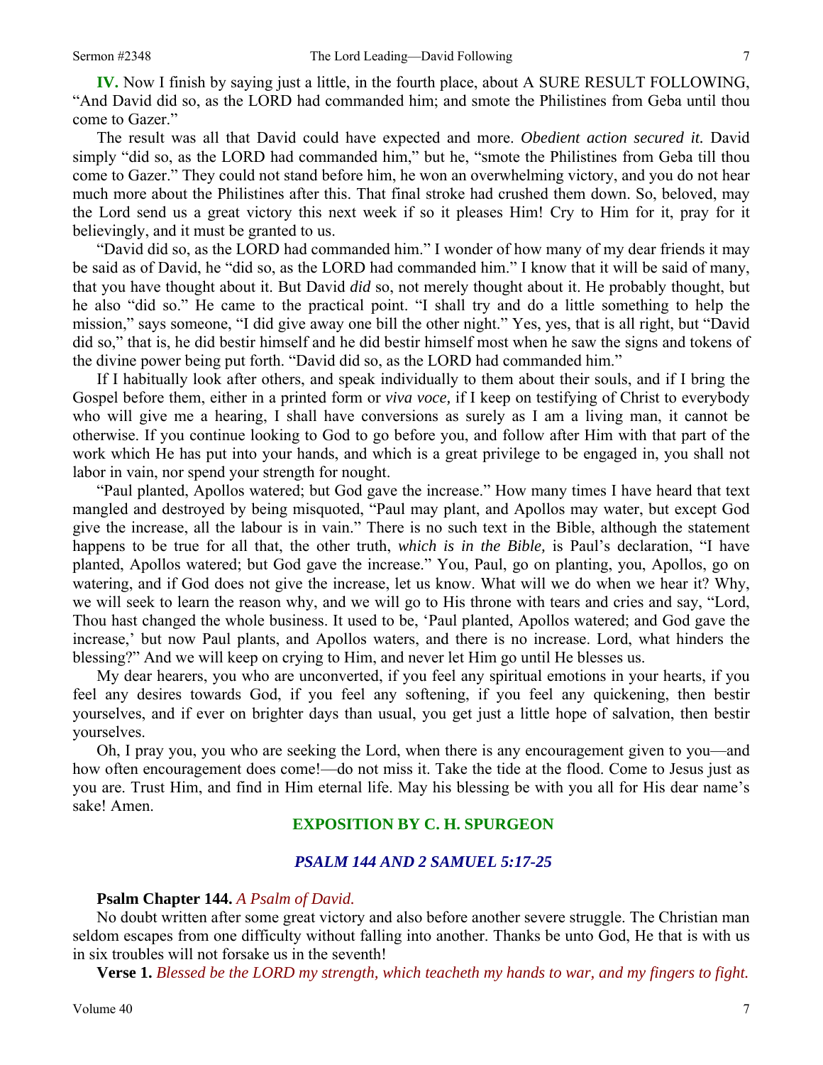**IV.** Now I finish by saying just a little, in the fourth place, about A SURE RESULT FOLLOWING, "And David did so, as the LORD had commanded him; and smote the Philistines from Geba until thou come to Gazer."

The result was all that David could have expected and more. *Obedient action secured it.* David simply "did so, as the LORD had commanded him," but he, "smote the Philistines from Geba till thou come to Gazer." They could not stand before him, he won an overwhelming victory, and you do not hear much more about the Philistines after this. That final stroke had crushed them down. So, beloved, may the Lord send us a great victory this next week if so it pleases Him! Cry to Him for it, pray for it believingly, and it must be granted to us.

"David did so, as the LORD had commanded him." I wonder of how many of my dear friends it may be said as of David, he "did so, as the LORD had commanded him." I know that it will be said of many, that you have thought about it. But David *did* so, not merely thought about it. He probably thought, but he also "did so." He came to the practical point. "I shall try and do a little something to help the mission," says someone, "I did give away one bill the other night." Yes, yes, that is all right, but "David did so," that is, he did bestir himself and he did bestir himself most when he saw the signs and tokens of the divine power being put forth. "David did so, as the LORD had commanded him."

If I habitually look after others, and speak individually to them about their souls, and if I bring the Gospel before them, either in a printed form or *viva voce,* if I keep on testifying of Christ to everybody who will give me a hearing, I shall have conversions as surely as I am a living man, it cannot be otherwise. If you continue looking to God to go before you, and follow after Him with that part of the work which He has put into your hands, and which is a great privilege to be engaged in, you shall not labor in vain, nor spend your strength for nought.

"Paul planted, Apollos watered; but God gave the increase." How many times I have heard that text mangled and destroyed by being misquoted, "Paul may plant, and Apollos may water, but except God give the increase, all the labour is in vain." There is no such text in the Bible, although the statement happens to be true for all that, the other truth, *which is in the Bible,* is Paul's declaration, "I have planted, Apollos watered; but God gave the increase." You, Paul, go on planting, you, Apollos, go on watering, and if God does not give the increase, let us know. What will we do when we hear it? Why, we will seek to learn the reason why, and we will go to His throne with tears and cries and say, "Lord, Thou hast changed the whole business. It used to be, 'Paul planted, Apollos watered; and God gave the increase,' but now Paul plants, and Apollos waters, and there is no increase. Lord, what hinders the blessing?" And we will keep on crying to Him, and never let Him go until He blesses us.

My dear hearers, you who are unconverted, if you feel any spiritual emotions in your hearts, if you feel any desires towards God, if you feel any softening, if you feel any quickening, then bestir yourselves, and if ever on brighter days than usual, you get just a little hope of salvation, then bestir yourselves.

Oh, I pray you, you who are seeking the Lord, when there is any encouragement given to you—and how often encouragement does come!—do not miss it. Take the tide at the flood. Come to Jesus just as you are. Trust Him, and find in Him eternal life. May his blessing be with you all for His dear name's sake! Amen.

## EXPOSITION BY C. H. SPURGEON

### *PSALM 144 AND 2 SAMUEL 5:17-25*

**Psalm Chapter 144.** *A Psalm of David.*

No doubt written after some great victory and also before another severe struggle. The Christian man seldom escapes from one difficulty without falling into another. Thanks be unto God, He that is with us in six troubles will not forsake us in the seventh!

**Verse 1.** *Blessed be the LORD my strength, which teacheth my hands to war, and my fingers to fight.*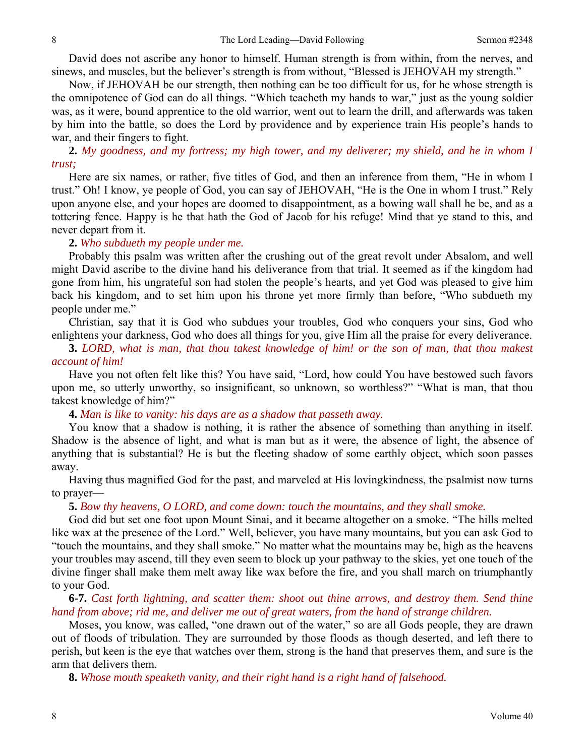David does not ascribe any honor to himself. Human strength is from within, from the nerves, and sinews, and muscles, but the believer's strength is from without, "Blessed is JEHOVAH my strength."

Now, if JEHOVAH be our strength, then nothing can be too difficult for us, for he whose strength is the omnipotence of God can do all things. "Which teacheth my hands to war," just as the young soldier was, as it were, bound apprentice to the old warrior, went out to learn the drill, and afterwards was taken by him into the battle, so does the Lord by providence and by experience train His people's hands to war, and their fingers to fight.

**2.** *My goodness, and my fortress; my high tower, and my deliverer; my shield, and he in whom I trust;*

Here are six names, or rather, five titles of God, and then an inference from them, "He in whom I trust." Oh! I know, ye people of God, you can say of JEHOVAH, "He is the One in whom I trust." Rely upon anyone else, and your hopes are doomed to disappointment, as a bowing wall shall he be, and as a tottering fence. Happy is he that hath the God of Jacob for his refuge! Mind that ye stand to this, and never depart from it.

**2.** *Who subdueth my people under me.*

Probably this psalm was written after the crushing out of the great revolt under Absalom, and well might David ascribe to the divine hand his deliverance from that trial. It seemed as if the kingdom had gone from him, his ungrateful son had stolen the people's hearts, and yet God was pleased to give him back his kingdom, and to set him upon his throne yet more firmly than before, "Who subdueth my people under me."

Christian, say that it is God who subdues your troubles, God who conquers your sins, God who enlightens your darkness, God who does all things for you, give Him all the praise for every deliverance.

**3.** *LORD, what is man, that thou takest knowledge of him! or the son of man, that thou makest account of him!*

Have you not often felt like this? You have said, "Lord, how could You have bestowed such favors upon me, so utterly unworthy, so insignificant, so unknown, so worthless?" "What is man, that thou takest knowledge of him?"

**4.** *Man is like to vanity: his days are as a shadow that passeth away.*

You know that a shadow is nothing, it is rather the absence of something than anything in itself. Shadow is the absence of light, and what is man but as it were, the absence of light, the absence of anything that is substantial? He is but the fleeting shadow of some earthly object, which soon passes away.

Having thus magnified God for the past, and marveled at His lovingkindness, the psalmist now turns to prayer—

**5.** *Bow thy heavens, O LORD, and come down: touch the mountains, and they shall smoke.*

God did but set one foot upon Mount Sinai, and it became altogether on a smoke. "The hills melted like wax at the presence of the Lord." Well, believer, you have many mountains, but you can ask God to "touch the mountains, and they shall smoke." No matter what the mountains may be, high as the heavens your troubles may ascend, till they even seem to block up your pathway to the skies, yet one touch of the divine finger shall make them melt away like wax before the fire, and you shall march on triumphantly to your God.

**6-7.** *Cast forth lightning, and scatter them: shoot out thine arrows, and destroy them. Send thine hand from above; rid me, and deliver me out of great waters, from the hand of strange children.*

Moses, you know, was called, "one drawn out of the water," so are all Gods people, they are drawn out of floods of tribulation. They are surrounded by those floods as though deserted, and left there to perish, but keen is the eye that watches over them, strong is the hand that preserves them, and sure is the arm that delivers them.

**8.** *Whose mouth speaketh vanity, and their right hand is a right hand of falsehood.*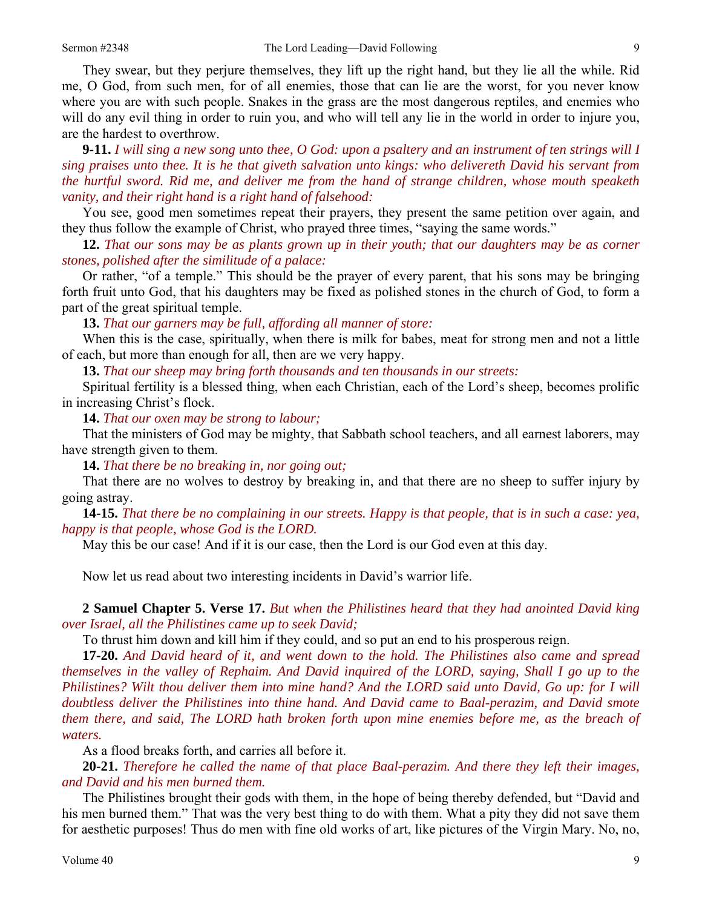They swear, but they perjure themselves, they lift up the right hand, but they lie all the while. Rid me, O God, from such men, for of all enemies, those that can lie are the worst, for you never know where you are with such people. Snakes in the grass are the most dangerous reptiles, and enemies who will do any evil thing in order to ruin you, and who will tell any lie in the world in order to injure you, are the hardest to overthrow.

**9-11.** *I will sing a new song unto thee, O God: upon a psaltery and an instrument of ten strings will I sing praises unto thee. It is he that giveth salvation unto kings: who delivereth David his servant from the hurtful sword. Rid me, and deliver me from the hand of strange children, whose mouth speaketh vanity, and their right hand is a right hand of falsehood:*

You see, good men sometimes repeat their prayers, they present the same petition over again, and they thus follow the example of Christ, who prayed three times, "saying the same words."

**12.** *That our sons may be as plants grown up in their youth; that our daughters may be as corner stones, polished after the similitude of a palace:*

Or rather, "of a temple." This should be the prayer of every parent, that his sons may be bringing forth fruit unto God, that his daughters may be fixed as polished stones in the church of God, to form a part of the great spiritual temple.

**13.** *That our garners may be full, affording all manner of store:*

When this is the case, spiritually, when there is milk for babes, meat for strong men and not a little of each, but more than enough for all, then are we very happy.

**13.** *That our sheep may bring forth thousands and ten thousands in our streets:*

Spiritual fertility is a blessed thing, when each Christian, each of the Lord's sheep, becomes prolific in increasing Christ's flock.

**14.** *That our oxen may be strong to labour;*

That the ministers of God may be mighty, that Sabbath school teachers, and all earnest laborers, may have strength given to them.

**14.** *That there be no breaking in, nor going out;*

That there are no wolves to destroy by breaking in, and that there are no sheep to suffer injury by going astray.

**14-15.** *That there be no complaining in our streets. Happy is that people, that is in such a case: yea, happy is that people, whose God is the LORD.*

May this be our case! And if it is our case, then the Lord is our God even at this day.

Now let us read about two interesting incidents in David's warrior life.

**2 Samuel Chapter 5. Verse 17.** *But when the Philistines heard that they had anointed David king over Israel, all the Philistines came up to seek David;*

To thrust him down and kill him if they could, and so put an end to his prosperous reign.

**17-20.** *And David heard of it, and went down to the hold. The Philistines also came and spread themselves in the valley of Rephaim. And David inquired of the LORD, saying, Shall I go up to the Philistines? Wilt thou deliver them into mine hand? And the LORD said unto David, Go up: for I will doubtless deliver the Philistines into thine hand. And David came to Baal-perazim, and David smote them there, and said, The LORD hath broken forth upon mine enemies before me, as the breach of waters.*

As a flood breaks forth, and carries all before it.

**20-21.** *Therefore he called the name of that place Baal-perazim. And there they left their images, and David and his men burned them.*

The Philistines brought their gods with them, in the hope of being thereby defended, but "David and his men burned them." That was the very best thing to do with them. What a pity they did not save them for aesthetic purposes! Thus do men with fine old works of art, like pictures of the Virgin Mary. No, no,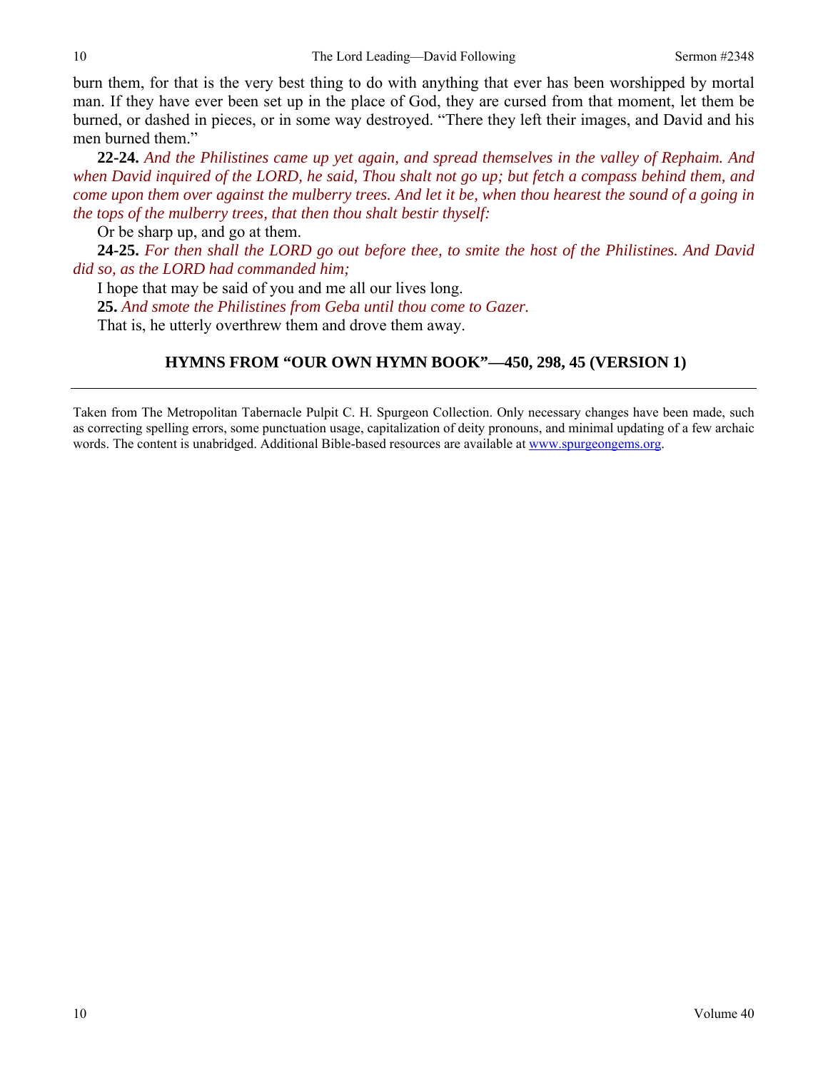burn them, for that is the very best thing to do with anything that ever has been worshipped by mortal man. If they have ever been set up in the place of God, they are cursed from that moment, let them be burned, or dashed in pieces, or in some way destroyed. "There they left their images, and David and his men burned them."

**22-24.** *And the Philistines came up yet again, and spread themselves in the valley of Rephaim. And when David inquired of the LORD, he said, Thou shalt not go up; but fetch a compass behind them, and come upon them over against the mulberry trees. And let it be, when thou hearest the sound of a going in the tops of the mulberry trees, that then thou shalt bestir thyself:*

Or be sharp up, and go at them.

**24-25.** *For then shall the LORD go out before thee, to smite the host of the Philistines. And David did so, as the LORD had commanded him;*

I hope that may be said of you and me all our lives long.

**25.** *And smote the Philistines from Geba until thou come to Gazer.*

That is, he utterly overthrew them and drove them away.

## HYMNS FROM "OUR OWN HYMN BOOK"—450, 298, 45 (VERSION 1)

---

Taken from The Metropolitan Tabernacle Pulpit C. H. Spurgeon Collection. Only necessary changes have been made, such as correcting spelling errors, some punctuation usage, capitalization of deity pronouns, and minimal updating of a few archaic words. The content is unabridged. Additional Bible-based resources are available at www.spurgeongems.org.